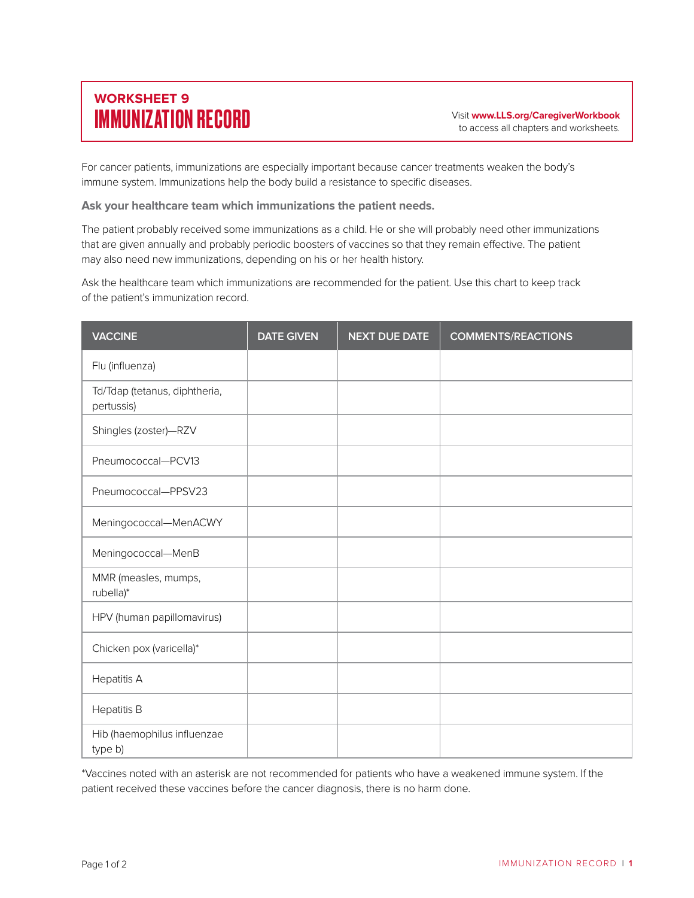## WORKSHEET 9

# IMMUNIZATION RECORD

Visit **www.LLS.org/CaregiverWorkbook** to access all chapters and worksheets.

For cancer patients, immunizations are especially important because cancer treatments weaken the body's immune system. Immunizations help the body build a resistance to specific diseases.

**Ask your healthcare team which immunizations the patient needs.**

The patient probably received some immunizations as a child. He or she will probably need other immunizations that are given annually and probably periodic boosters of vaccines so that they remain effective. The patient may also need new immunizations, depending on his or her health history.

Ask the healthcare team which immunizations are recommended for the patient. Use this chart to keep track of the patient's immunization record.

| VACCINE | DATE GIVEN | NEXT DUE DATE | COMMENTS/REACTIONS |
|---|---|---|---|
| Flu (influenza) | | | |
| Td/Tdap (tetanus, diphtheria, pertussis) | | | |
| Shingles (zoster)—RZV | | | |
| Pneumococcal—PCV13 | | | |
| Pneumococcal—PPSV23 | | | |
| Meningococcal—MenACWY | | | |
| Meningococcal—MenB | | | |
| MMR (measles, mumps, rubella)* | | | |
| HPV (human papillomavirus) | | | |
| Chicken pox (varicella)* | | | |
| Hepatitis A | | | |
| Hepatitis B | | | |
| Hib (haemophilus influenzae type b) | | | |

*Vaccines noted with an asterisk are not recommended for patients who have a weakened immune system. If the patient received these vaccines before the cancer diagnosis, there is no harm done.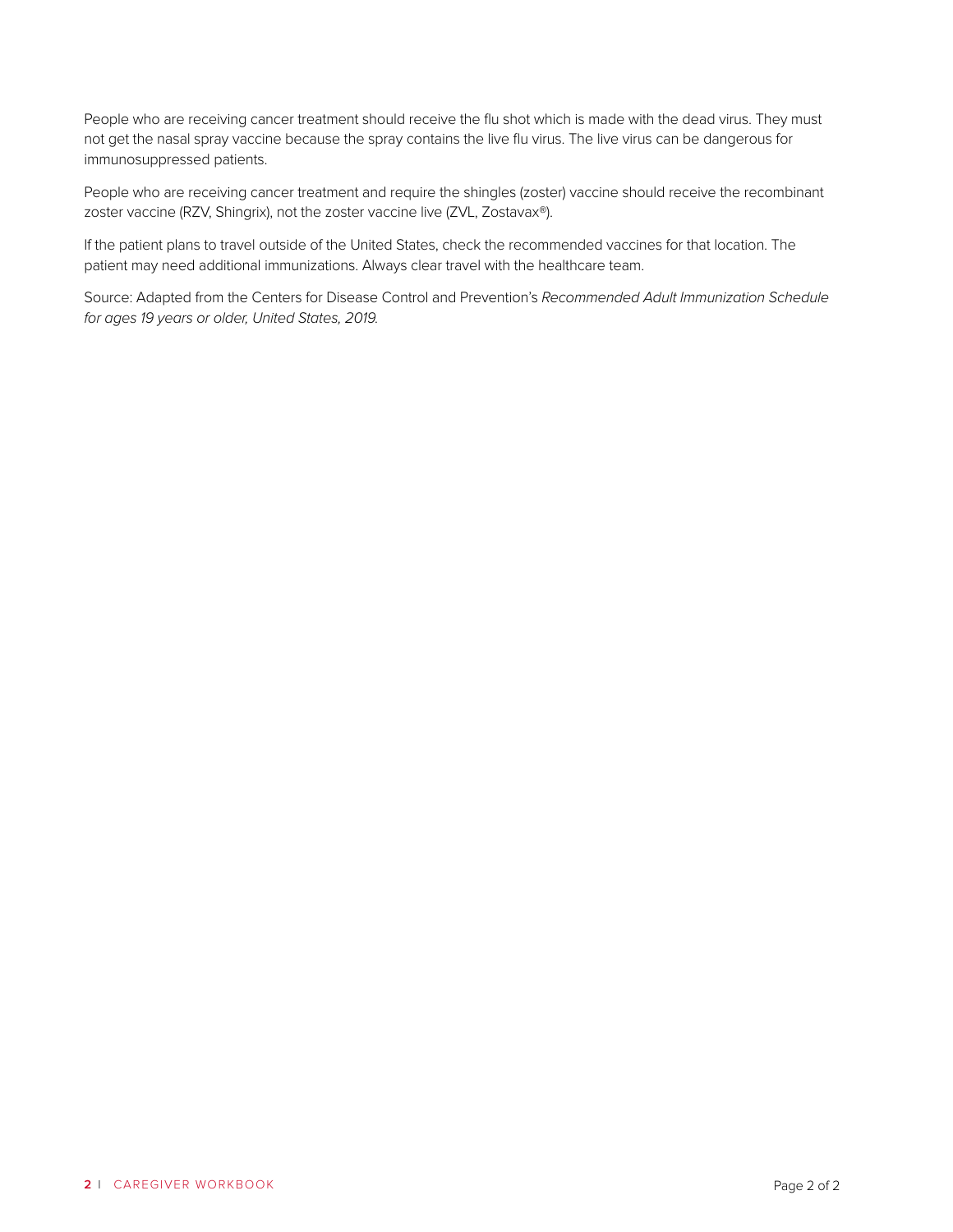People who are receiving cancer treatment should receive the flu shot which is made with the dead virus. They must not get the nasal spray vaccine because the spray contains the live flu virus. The live virus can be dangerous for immunosuppressed patients.

People who are receiving cancer treatment and require the shingles (zoster) vaccine should receive the recombinant zoster vaccine (RZV, Shingrix), not the zoster vaccine live (ZVL, Zostavax®).

If the patient plans to travel outside of the United States, check the recommended vaccines for that location. The patient may need additional immunizations. Always clear travel with the healthcare team.

Source: Adapted from the Centers for Disease Control and Prevention's *Recommended Adult Immunization Schedule for ages 19 years or older, United States, 2019.*